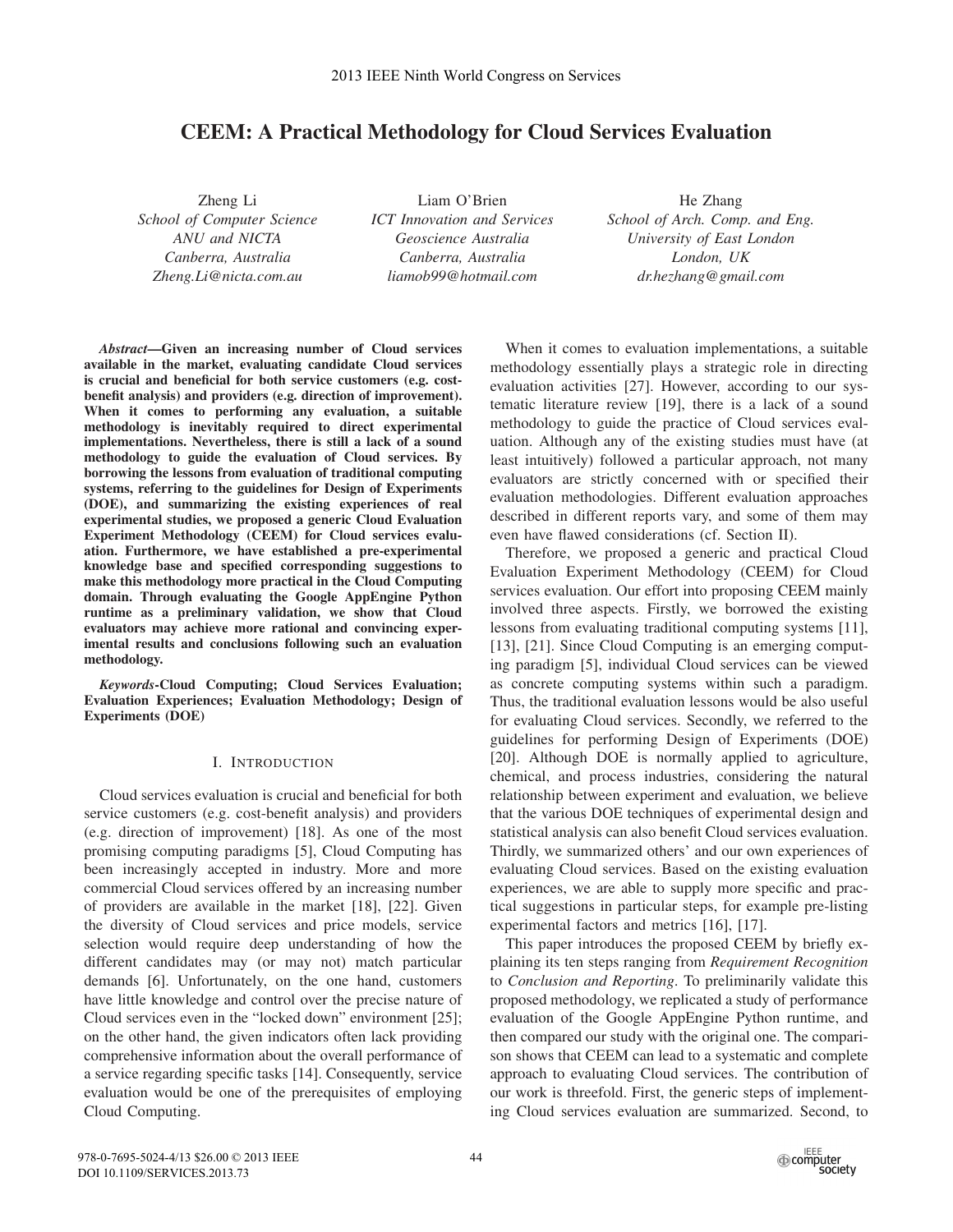# CEEM: A Practical Methodology for Cloud Services Evaluation

Zheng Li
*School of Computer Science*
*ANU and NICTA*
*Canberra, Australia*
*Zheng.Li@nicta.com.au*

Liam O'Brien
*ICT Innovation and Services*
*Geoscience Australia*
*Canberra, Australia*
*liamob99@hotmail.com*

He Zhang
*School of Arch. Comp. and Eng.*
*University of East London*
*London, UK*
*dr.hezhang@gmail.com*

***Abstract*—Given an increasing number of Cloud services available in the market, evaluating candidate Cloud services is crucial and beneficial for both service customers (e.g. cost-benefit analysis) and providers (e.g. direction of improvement). When it comes to performing any evaluation, a suitable methodology is inevitably required to direct experimental implementations. Nevertheless, there is still a lack of a sound methodology to guide the evaluation of Cloud services. By borrowing the lessons from evaluation of traditional computing systems, referring to the guidelines for Design of Experiments (DOE), and summarizing the existing experiences of real experimental studies, we proposed a generic Cloud Evaluation Experiment Methodology (CEEM) for Cloud services evaluation. Furthermore, we have established a pre-experimental knowledge base and specified corresponding suggestions to make this methodology more practical in the Cloud Computing domain. Through evaluating the Google AppEngine Python runtime as a preliminary validation, we show that Cloud evaluators may achieve more rational and convincing experimental results and conclusions following such an evaluation methodology.**

***Keywords*-Cloud Computing; Cloud Services Evaluation; Evaluation Experiences; Evaluation Methodology; Design of Experiments (DOE)**

## I. Introduction

Cloud services evaluation is crucial and beneficial for both service customers (e.g. cost-benefit analysis) and providers (e.g. direction of improvement) [18]. As one of the most promising computing paradigms [5], Cloud Computing has been increasingly accepted in industry. More and more commercial Cloud services offered by an increasing number of providers are available in the market [18], [22]. Given the diversity of Cloud services and price models, service selection would require deep understanding of how the different candidates may (or may not) match particular demands [6]. Unfortunately, on the one hand, customers have little knowledge and control over the precise nature of Cloud services even in the "locked down" environment [25]; on the other hand, the given indicators often lack providing comprehensive information about the overall performance of a service regarding specific tasks [14]. Consequently, service evaluation would be one of the prerequisites of employing Cloud Computing.

When it comes to evaluation implementations, a suitable methodology essentially plays a strategic role in directing evaluation activities [27]. However, according to our systematic literature review [19], there is a lack of a sound methodology to guide the practice of Cloud services evaluation. Although any of the existing studies must have (at least intuitively) followed a particular approach, not many evaluators are strictly concerned with or specified their evaluation methodologies. Different evaluation approaches described in different reports vary, and some of them may even have flawed considerations (cf. Section II).

Therefore, we proposed a generic and practical Cloud Evaluation Experiment Methodology (CEEM) for Cloud services evaluation. Our effort into proposing CEEM mainly involved three aspects. Firstly, we borrowed the existing lessons from evaluating traditional computing systems [11], [13], [21]. Since Cloud Computing is an emerging computing paradigm [5], individual Cloud services can be viewed as concrete computing systems within such a paradigm. Thus, the traditional evaluation lessons would be also useful for evaluating Cloud services. Secondly, we referred to the guidelines for performing Design of Experiments (DOE) [20]. Although DOE is normally applied to agriculture, chemical, and process industries, considering the natural relationship between experiment and evaluation, we believe that the various DOE techniques of experimental design and statistical analysis can also benefit Cloud services evaluation. Thirdly, we summarized others' and our own experiences of evaluating Cloud services. Based on the existing evaluation experiences, we are able to supply more specific and practical suggestions in particular steps, for example pre-listing experimental factors and metrics [16], [17].

This paper introduces the proposed CEEM by briefly explaining its ten steps ranging from *Requirement Recognition* to *Conclusion and Reporting*. To preliminarily validate this proposed methodology, we replicated a study of performance evaluation of the Google AppEngine Python runtime, and then compared our study with the original one. The comparison shows that CEEM can lead to a systematic and complete approach to evaluating Cloud services. The contribution of our work is threefold. First, the generic steps of implementing Cloud services evaluation are summarized. Second, to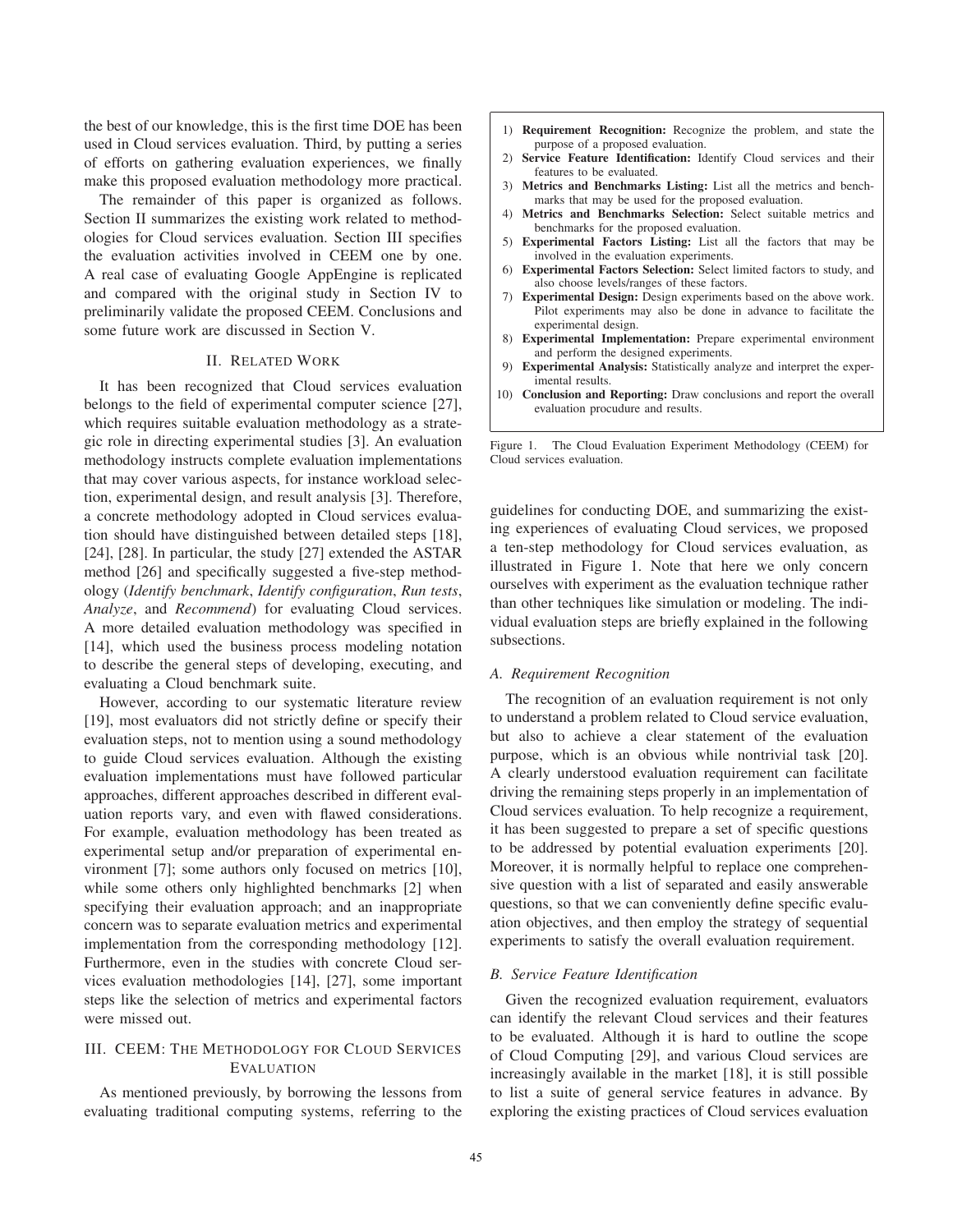the best of our knowledge, this is the first time DOE has been used in Cloud services evaluation. Third, by putting a series of efforts on gathering evaluation experiences, we finally make this proposed evaluation methodology more practical.

The remainder of this paper is organized as follows. Section II summarizes the existing work related to methodologies for Cloud services evaluation. Section III specifies the evaluation activities involved in CEEM one by one. A real case of evaluating Google AppEngine is replicated and compared with the original study in Section IV to preliminarily validate the proposed CEEM. Conclusions and some future work are discussed in Section V.

## II. Related Work

It has been recognized that Cloud services evaluation belongs to the field of experimental computer science [27], which requires suitable evaluation methodology as a strategic role in directing experimental studies [3]. An evaluation methodology instructs complete evaluation implementations that may cover various aspects, for instance workload selection, experimental design, and result analysis [3]. Therefore, a concrete methodology adopted in Cloud services evaluation should have distinguished between detailed steps [18], [24], [28]. In particular, the study [27] extended the ASTAR method [26] and specifically suggested a five-step methodology (*Identify benchmark*, *Identify configuration*, *Run tests*, *Analyze*, and *Recommend*) for evaluating Cloud services. A more detailed evaluation methodology was specified in [14], which used the business process modeling notation to describe the general steps of developing, executing, and evaluating a Cloud benchmark suite.

However, according to our systematic literature review [19], most evaluators did not strictly define or specify their evaluation steps, not to mention using a sound methodology to guide Cloud services evaluation. Although the existing evaluation implementations must have followed particular approaches, different approaches described in different evaluation reports vary, and even with flawed considerations. For example, evaluation methodology has been treated as experimental setup and/or preparation of experimental environment [7]; some authors only focused on metrics [10], while some others only highlighted benchmarks [2] when specifying their evaluation approach; and an inappropriate concern was to separate evaluation metrics and experimental implementation from the corresponding methodology [12]. Furthermore, even in the studies with concrete Cloud services evaluation methodologies [14], [27], some important steps like the selection of metrics and experimental factors were missed out.

## III. CEEM: The Methodology for Cloud Services Evaluation

As mentioned previously, by borrowing the lessons from evaluating traditional computing systems, referring to the guidelines for conducting DOE, and summarizing the existing experiences of evaluating Cloud services, we proposed a ten-step methodology for Cloud services evaluation, as illustrated in Figure 1. Note that here we only concern ourselves with experiment as the evaluation technique rather than other techniques like simulation or modeling. The individual evaluation steps are briefly explained in the following subsections.

1) **Requirement Recognition:** Recognize the problem, and state the purpose of a proposed evaluation.
2) **Service Feature Identification:** Identify Cloud services and their features to be evaluated.
3) **Metrics and Benchmarks Listing:** List all the metrics and benchmarks that may be used for the proposed evaluation.
4) **Metrics and Benchmarks Selection:** Select suitable metrics and benchmarks for the proposed evaluation.
5) **Experimental Factors Listing:** List all the factors that may be involved in the evaluation experiments.
6) **Experimental Factors Selection:** Select limited factors to study, and also choose levels/ranges of these factors.
7) **Experimental Design:** Design experiments based on the above work. Pilot experiments may also be done in advance to facilitate the experimental design.
8) **Experimental Implementation:** Prepare experimental environment and perform the designed experiments.
9) **Experimental Analysis:** Statistically analyze and interpret the experimental results.
10) **Conclusion and Reporting:** Draw conclusions and report the overall evaluation procudure and results.

Figure 1. The Cloud Evaluation Experiment Methodology (CEEM) for Cloud services evaluation.

### A. Requirement Recognition

The recognition of an evaluation requirement is not only to understand a problem related to Cloud service evaluation, but also to achieve a clear statement of the evaluation purpose, which is an obvious while nontrivial task [20]. A clearly understood evaluation requirement can facilitate driving the remaining steps properly in an implementation of Cloud services evaluation. To help recognize a requirement, it has been suggested to prepare a set of specific questions to be addressed by potential evaluation experiments [20]. Moreover, it is normally helpful to replace one comprehensive question with a list of separated and easily answerable questions, so that we can conveniently define specific evaluation objectives, and then employ the strategy of sequential experiments to satisfy the overall evaluation requirement.

### B. Service Feature Identification

Given the recognized evaluation requirement, evaluators can identify the relevant Cloud services and their features to be evaluated. Although it is hard to outline the scope of Cloud Computing [29], and various Cloud services are increasingly available in the market [18], it is still possible to list a suite of general service features in advance. By exploring the existing practices of Cloud services evaluation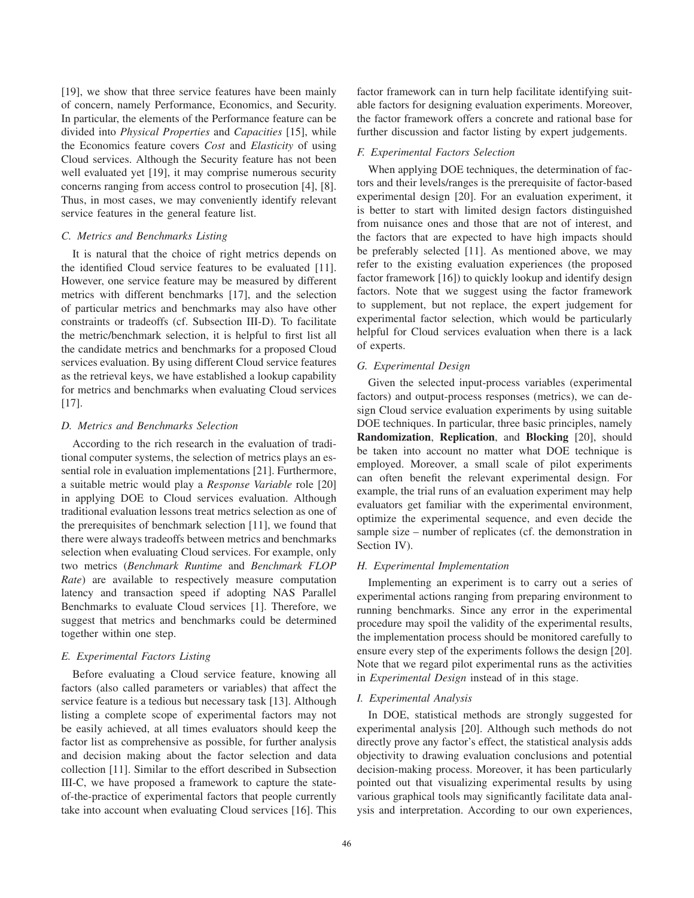[19], we show that three service features have been mainly of concern, namely Performance, Economics, and Security. In particular, the elements of the Performance feature can be divided into *Physical Properties* and *Capacities* [15], while the Economics feature covers *Cost* and *Elasticity* of using Cloud services. Although the Security feature has not been well evaluated yet [19], it may comprise numerous security concerns ranging from access control to prosecution [4], [8]. Thus, in most cases, we may conveniently identify relevant service features in the general feature list.

### C. Metrics and Benchmarks Listing

It is natural that the choice of right metrics depends on the identified Cloud service features to be evaluated [11]. However, one service feature may be measured by different metrics with different benchmarks [17], and the selection of particular metrics and benchmarks may also have other constraints or tradeoffs (cf. Subsection III-D). To facilitate the metric/benchmark selection, it is helpful to first list all the candidate metrics and benchmarks for a proposed Cloud services evaluation. By using different Cloud service features as the retrieval keys, we have established a lookup capability for metrics and benchmarks when evaluating Cloud services [17].

### D. Metrics and Benchmarks Selection

According to the rich research in the evaluation of traditional computer systems, the selection of metrics plays an essential role in evaluation implementations [21]. Furthermore, a suitable metric would play a *Response Variable* role [20] in applying DOE to Cloud services evaluation. Although traditional evaluation lessons treat metrics selection as one of the prerequisites of benchmark selection [11], we found that there were always tradeoffs between metrics and benchmarks selection when evaluating Cloud services. For example, only two metrics (*Benchmark Runtime* and *Benchmark FLOP Rate*) are available to respectively measure computation latency and transaction speed if adopting NAS Parallel Benchmarks to evaluate Cloud services [1]. Therefore, we suggest that metrics and benchmarks could be determined together within one step.

### E. Experimental Factors Listing

Before evaluating a Cloud service feature, knowing all factors (also called parameters or variables) that affect the service feature is a tedious but necessary task [13]. Although listing a complete scope of experimental factors may not be easily achieved, at all times evaluators should keep the factor list as comprehensive as possible, for further analysis and decision making about the factor selection and data collection [11]. Similar to the effort described in Subsection III-C, we have proposed a framework to capture the state-of-the-practice of experimental factors that people currently take into account when evaluating Cloud services [16]. This factor framework can in turn help facilitate identifying suitable factors for designing evaluation experiments. Moreover, the factor framework offers a concrete and rational base for further discussion and factor listing by expert judgements.

### F. Experimental Factors Selection

When applying DOE techniques, the determination of factors and their levels/ranges is the prerequisite of factor-based experimental design [20]. For an evaluation experiment, it is better to start with limited design factors distinguished from nuisance ones and those that are not of interest, and the factors that are expected to have high impacts should be preferably selected [11]. As mentioned above, we may refer to the existing evaluation experiences (the proposed factor framework [16]) to quickly lookup and identify design factors. Note that we suggest using the factor framework to supplement, but not replace, the expert judgement for experimental factor selection, which would be particularly helpful for Cloud services evaluation when there is a lack of experts.

### G. Experimental Design

Given the selected input-process variables (experimental factors) and output-process responses (metrics), we can design Cloud service evaluation experiments by using suitable DOE techniques. In particular, three basic principles, namely **Randomization**, **Replication**, and **Blocking** [20], should be taken into account no matter what DOE technique is employed. Moreover, a small scale of pilot experiments can often benefit the relevant experimental design. For example, the trial runs of an evaluation experiment may help evaluators get familiar with the experimental environment, optimize the experimental sequence, and even decide the sample size – number of replicates (cf. the demonstration in Section IV).

### H. Experimental Implementation

Implementing an experiment is to carry out a series of experimental actions ranging from preparing environment to running benchmarks. Since any error in the experimental procedure may spoil the validity of the experimental results, the implementation process should be monitored carefully to ensure every step of the experiments follows the design [20]. Note that we regard pilot experimental runs as the activities in *Experimental Design* instead of in this stage.

### I. Experimental Analysis

In DOE, statistical methods are strongly suggested for experimental analysis [20]. Although such methods do not directly prove any factor's effect, the statistical analysis adds objectivity to drawing evaluation conclusions and potential decision-making process. Moreover, it has been particularly pointed out that visualizing experimental results by using various graphical tools may significantly facilitate data analysis and interpretation. According to our own experiences,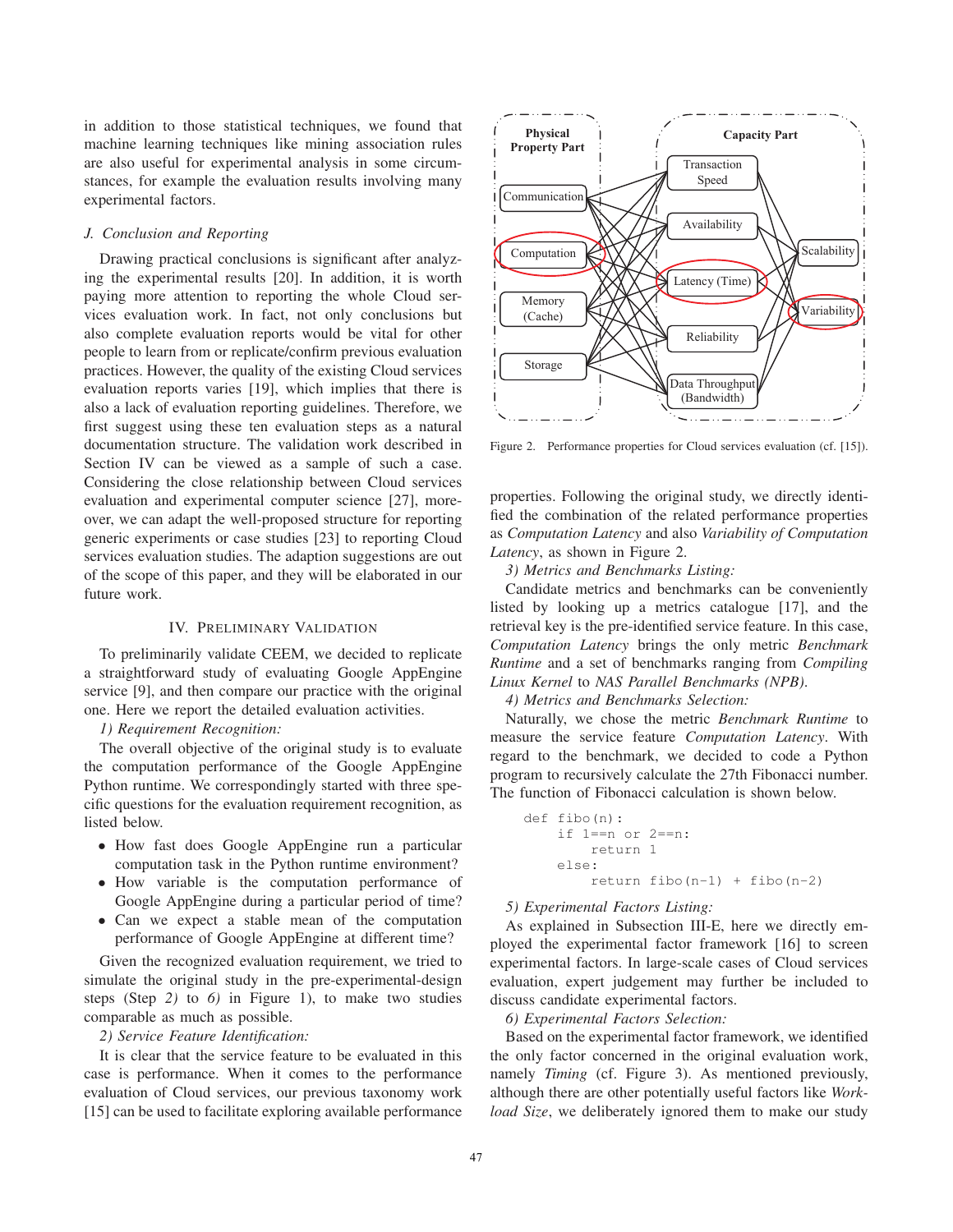in addition to those statistical techniques, we found that machine learning techniques like mining association rules are also useful for experimental analysis in some circumstances, for example the evaluation results involving many experimental factors.

### J. Conclusion and Reporting

Drawing practical conclusions is significant after analyzing the experimental results [20]. In addition, it is worth paying more attention to reporting the whole Cloud services evaluation work. In fact, not only conclusions but also complete evaluation reports would be vital for other people to learn from or replicate/confirm previous evaluation practices. However, the quality of the existing Cloud services evaluation reports varies [19], which implies that there is also a lack of evaluation reporting guidelines. Therefore, we first suggest using these ten evaluation steps as a natural documentation structure. The validation work described in Section IV can be viewed as a sample of such a case. Considering the close relationship between Cloud services evaluation and experimental computer science [27], moreover, we can adapt the well-proposed structure for reporting generic experiments or case studies [23] to reporting Cloud services evaluation studies. The adaption suggestions are out of the scope of this paper, and they will be elaborated in our future work.

## IV. Preliminary Validation

To preliminarily validate CEEM, we decided to replicate a straightforward study of evaluating Google AppEngine service [9], and then compare our practice with the original one. Here we report the detailed evaluation activities.

*1) Requirement Recognition:*

The overall objective of the original study is to evaluate the computation performance of the Google AppEngine Python runtime. We correspondingly started with three specific questions for the evaluation requirement recognition, as listed below.

- How fast does Google AppEngine run a particular computation task in the Python runtime environment?
- How variable is the computation performance of Google AppEngine during a particular period of time?
- Can we expect a stable mean of the computation performance of Google AppEngine at different time?

Given the recognized evaluation requirement, we tried to simulate the original study in the pre-experimental-design steps (Step *2)* to *6)* in Figure 1), to make two studies comparable as much as possible.

*2) Service Feature Identification:*

It is clear that the service feature to be evaluated in this case is performance. When it comes to the performance evaluation of Cloud services, our previous taxonomy work [15] can be used to facilitate exploring available performance properties. Following the original study, we directly identified the combination of the related performance properties as *Computation Latency* and also *Variability of Computation Latency*, as shown in Figure 2.

Figure 2. Performance properties for Cloud services evaluation (cf. [15]).

*3) Metrics and Benchmarks Listing:*

Candidate metrics and benchmarks can be conveniently listed by looking up a metrics catalogue [17], and the retrieval key is the pre-identified service feature. In this case, *Computation Latency* brings the only metric *Benchmark Runtime* and a set of benchmarks ranging from *Compiling Linux Kernel* to *NAS Parallel Benchmarks (NPB)*.

*4) Metrics and Benchmarks Selection:*

Naturally, we chose the metric *Benchmark Runtime* to measure the service feature *Computation Latency*. With regard to the benchmark, we decided to code a Python program to recursively calculate the 27th Fibonacci number. The function of Fibonacci calculation is shown below.

```
def fibo(n):
    if 1==n or 2==n:
        return 1
    else:
        return fibo(n-1) + fibo(n-2)
```

*5) Experimental Factors Listing:*

As explained in Subsection III-E, here we directly employed the experimental factor framework [16] to screen experimental factors. In large-scale cases of Cloud services evaluation, expert judgement may further be included to discuss candidate experimental factors.

*6) Experimental Factors Selection:*

Based on the experimental factor framework, we identified the only factor concerned in the original evaluation work, namely *Timing* (cf. Figure 3). As mentioned previously, although there are other potentially useful factors like *Workload Size*, we deliberately ignored them to make our study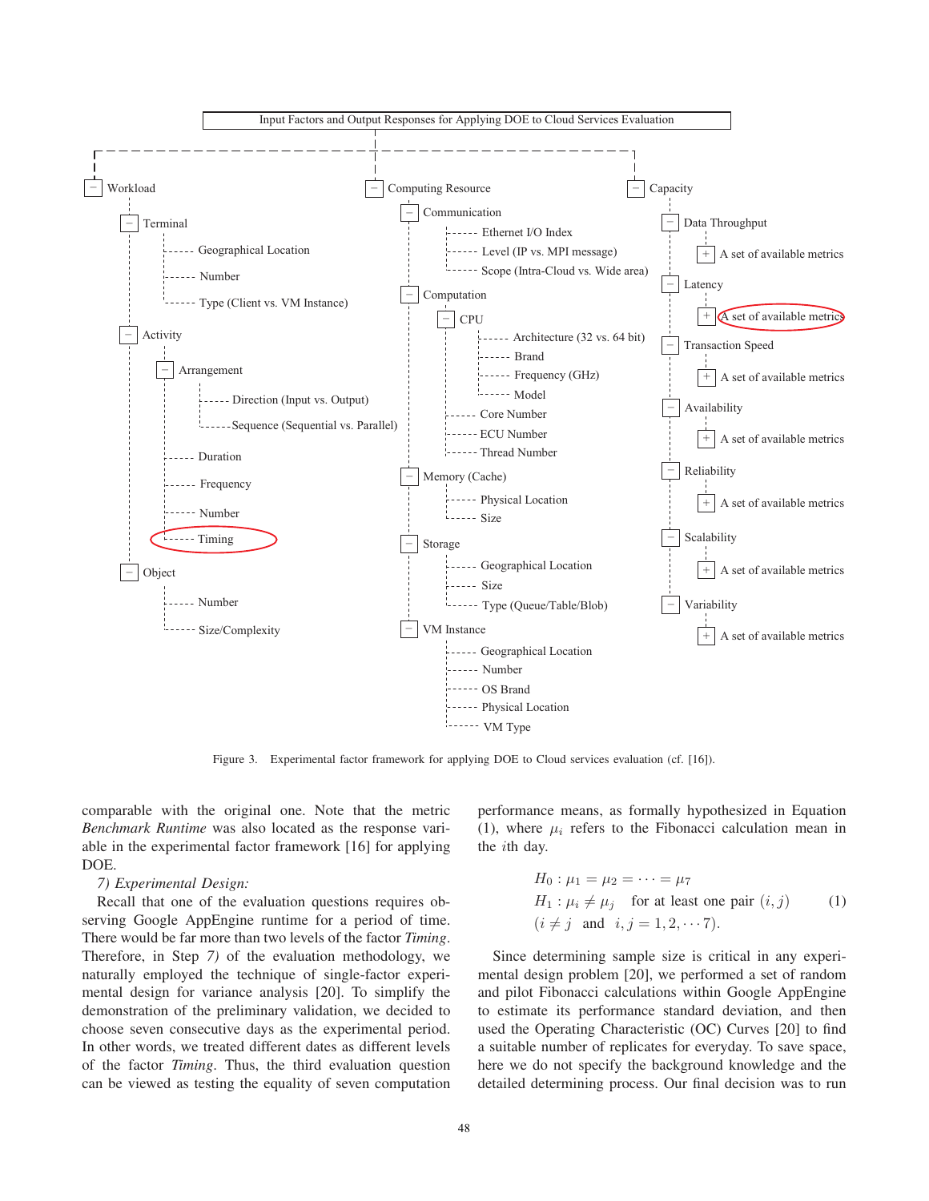**Input Factors and Output Responses for Applying DOE to Cloud Services Evaluation**

- Workload
  - Terminal
    - Geographical Location
    - Number
    - Type (Client vs. VM Instance)
  - Activity
    - Arrangement
      - Direction (Input vs. Output)
      - Sequence (Sequential vs. Parallel)
    - Duration
    - Frequency
    - Number
    - Timing
  - Object
    - Number
    - Size/Complexity
- Computing Resource
  - Communication
    - Ethernet I/O Index
    - Level (IP vs. MPI message)
    - Scope (Intra-Cloud vs. Wide area)
  - Computation
    - CPU
      - Architecture (32 vs. 64 bit)
      - Brand
      - Frequency (GHz)
      - Model
    - Core Number
    - ECU Number
    - Thread Number
  - Memory (Cache)
    - Physical Location
    - Size
  - Storage
    - Geographical Location
    - Size
    - Type (Queue/Table/Blob)
  - VM Instance
    - Geographical Location
    - Number
    - OS Brand
    - Physical Location
    - VM Type
- Capacity
  - Data Throughput
    - A set of available metrics
  - Latency
    - A set of available metrics
  - Transaction Speed
    - A set of available metrics
  - Availability
    - A set of available metrics
  - Reliability
    - A set of available metrics
  - Scalability
    - A set of available metrics
  - Variability
    - A set of available metrics

Figure 3. Experimental factor framework for applying DOE to Cloud services evaluation (cf. [16]).

comparable with the original one. Note that the metric *Benchmark Runtime* was also located as the response variable in the experimental factor framework [16] for applying DOE.

*7) Experimental Design:*

Recall that one of the evaluation questions requires observing Google AppEngine runtime for a period of time. There would be far more than two levels of the factor *Timing*. Therefore, in Step *7)* of the evaluation methodology, we naturally employed the technique of single-factor experimental design for variance analysis [20]. To simplify the demonstration of the preliminary validation, we decided to choose seven consecutive days as the experimental period. In other words, we treated different dates as different levels of the factor *Timing*. Thus, the third evaluation question can be viewed as testing the equality of seven computation performance means, as formally hypothesized in Equation (1), where $\mu_i$ refers to the Fibonacci calculation mean in the $i$th day.

$$
\begin{aligned}
&H_0 : \mu_1 = \mu_2 = \cdots = \mu_7 \\
&H_1 : \mu_i \neq \mu_j \quad \text{for at least one pair } (i, j) \\
&(i \neq j \quad \text{and} \quad i, j = 1, 2, \cdots 7).
\end{aligned}
\tag{1}
$$

Since determining sample size is critical in any experimental design problem [20], we performed a set of random and pilot Fibonacci calculations within Google AppEngine to estimate its performance standard deviation, and then used the Operating Characteristic (OC) Curves [20] to find a suitable number of replicates for everyday. To save space, here we do not specify the background knowledge and the detailed determining process. Our final decision was to run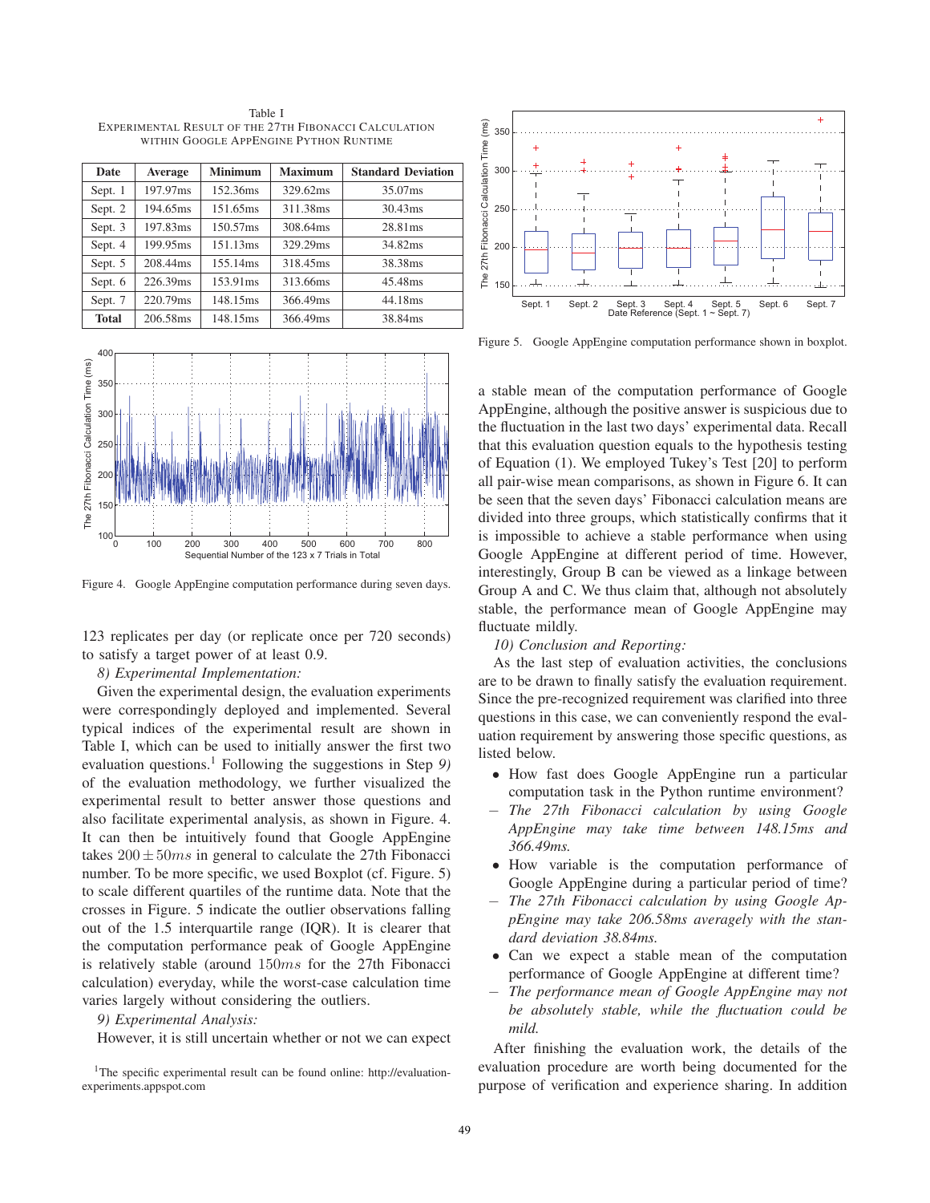Table I
EXPERIMENTAL RESULT OF THE 27TH FIBONACCI CALCULATION WITHIN GOOGLE APPENGINE PYTHON RUNTIME

| Date | Average | Minimum | Maximum | Standard Deviation |
|---|---|---|---|---|
| Sept. 1 | 197.97ms | 152.36ms | 329.62ms | 35.07ms |
| Sept. 2 | 194.65ms | 151.65ms | 311.38ms | 30.43ms |
| Sept. 3 | 197.83ms | 150.57ms | 308.64ms | 28.81ms |
| Sept. 4 | 199.95ms | 151.13ms | 329.29ms | 34.82ms |
| Sept. 5 | 208.44ms | 155.14ms | 318.45ms | 38.38ms |
| Sept. 6 | 226.39ms | 153.91ms | 313.66ms | 45.48ms |
| Sept. 7 | 220.79ms | 148.15ms | 366.49ms | 44.18ms |
| **Total** | 206.58ms | 148.15ms | 366.49ms | 38.84ms |

Figure 4. Google AppEngine computation performance during seven days.

123 replicates per day (or replicate once per 720 seconds) to satisfy a target power of at least 0.9.

*8) Experimental Implementation:*

Given the experimental design, the evaluation experiments were correspondingly deployed and implemented. Several typical indices of the experimental result are shown in Table I, which can be used to initially answer the first two evaluation questions.[1] Following the suggestions in Step *9)* of the evaluation methodology, we further visualized the experimental result to better answer those questions and also facilitate experimental analysis, as shown in Figure. 4. It can then be intuitively found that Google AppEngine takes $200 \pm 50ms$ in general to calculate the 27th Fibonacci number. To be more specific, we used Boxplot (cf. Figure. 5) to scale different quartiles of the runtime data. Note that the crosses in Figure. 5 indicate the outlier observations falling out of the 1.5 interquartile range (IQR). It is clearer that the computation performance peak of Google AppEngine is relatively stable (around $150ms$ for the 27th Fibonacci calculation) everyday, while the worst-case calculation time varies largely without considering the outliers.

*9) Experimental Analysis:*

However, it is still uncertain whether or not we can expect a stable mean of the computation performance of Google AppEngine, although the positive answer is suspicious due to the fluctuation in the last two days' experimental data. Recall that this evaluation question equals to the hypothesis testing of Equation (1). We employed Tukey's Test [20] to perform all pair-wise mean comparisons, as shown in Figure 6. It can be seen that the seven days' Fibonacci calculation means are divided into three groups, which statistically confirms that it is impossible to achieve a stable performance when using Google AppEngine at different period of time. However, interestingly, Group B can be viewed as a linkage between Group A and C. We thus claim that, although not absolutely stable, the performance mean of Google AppEngine may fluctuate mildly.

[1]The specific experimental result can be found online: http://evaluation-experiments.appspot.com

Figure 5. Google AppEngine computation performance shown in boxplot.

*10) Conclusion and Reporting:*

As the last step of evaluation activities, the conclusions are to be drawn to finally satisfy the evaluation requirement. Since the pre-recognized requirement was clarified into three questions in this case, we can conveniently respond the evaluation requirement by answering those specific questions, as listed below.

- How fast does Google AppEngine run a particular computation task in the Python runtime environment?
  - *The 27th Fibonacci calculation by using Google AppEngine may take time between 148.15ms and 366.49ms.*
- How variable is the computation performance of Google AppEngine during a particular period of time?
  - *The 27th Fibonacci calculation by using Google AppEngine may take 206.58ms averagely with the standard deviation 38.84ms.*
- Can we expect a stable mean of the computation performance of Google AppEngine at different time?
  - *The performance mean of Google AppEngine may not be absolutely stable, while the fluctuation could be mild.*

After finishing the evaluation work, the details of the evaluation procedure are worth being documented for the purpose of verification and experience sharing. In addition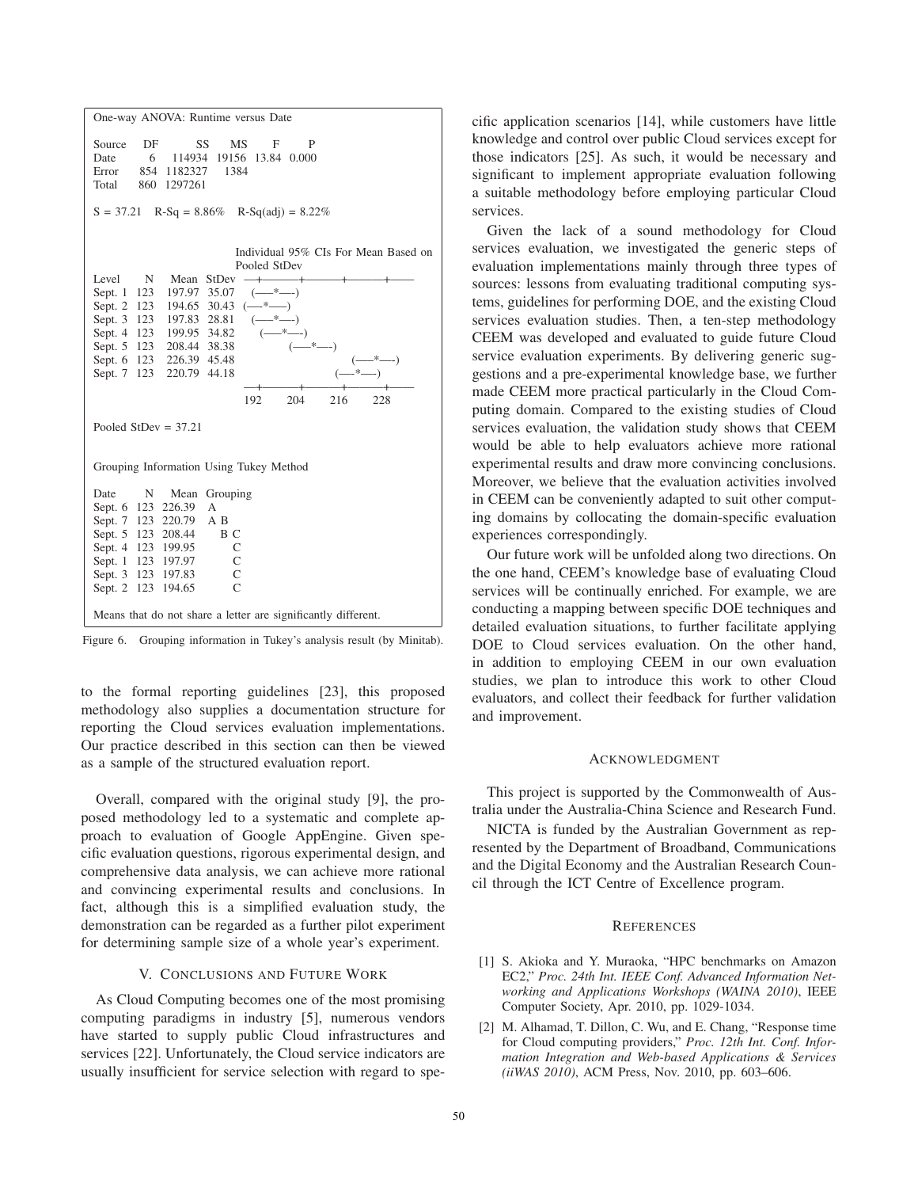One-way ANOVA: Runtime versus Date

| Source | DF | SS | MS | F | P |
| --- | --- | --- | --- | --- | --- |
| Date | 6 | 114934 | 19156 | 13.84 | 0.000 |
| Error | 854 | 1182327 | 1384 | | |
| Total | 860 | 1297261 | | | |

S = 37.21   R-Sq = 8.86%   R-Sq(adj) = 8.22%

Individual 95% CIs For Mean Based on Pooled StDev

| Level | N | Mean | StDev |
| --- | --- | --- | --- |
| Sept. 1 | 123 | 197.97 | 35.07 |
| Sept. 2 | 123 | 194.65 | 30.43 |
| Sept. 3 | 123 | 197.83 | 28.81 |
| Sept. 4 | 123 | 199.95 | 34.82 |
| Sept. 5 | 123 | 208.44 | 38.38 |
| Sept. 6 | 123 | 226.39 | 45.48 |
| Sept. 7 | 123 | 220.79 | 44.18 |

192   204   216   228

Pooled StDev = 37.21

Grouping Information Using Tukey Method

| Date | N | Mean | Grouping |
| --- | --- | --- | --- |
| Sept. 6 | 123 | 226.39 | A |
| Sept. 7 | 123 | 220.79 | A B |
| Sept. 5 | 123 | 208.44 | B C |
| Sept. 4 | 123 | 199.95 | C |
| Sept. 1 | 123 | 197.97 | C |
| Sept. 3 | 123 | 197.83 | C |
| Sept. 2 | 123 | 194.65 | C |

Means that do not share a letter are significantly different.

Figure 6. Grouping information in Tukey's analysis result (by Minitab).

to the formal reporting guidelines [23], this proposed methodology also supplies a documentation structure for reporting the Cloud services evaluation implementations. Our practice described in this section can then be viewed as a sample of the structured evaluation report.

Overall, compared with the original study [9], the proposed methodology led to a systematic and complete approach to evaluation of Google AppEngine. Given specific evaluation questions, rigorous experimental design, and comprehensive data analysis, we can achieve more rational and convincing experimental results and conclusions. In fact, although this is a simplified evaluation study, the demonstration can be regarded as a further pilot experiment for determining sample size of a whole year's experiment.

## V. Conclusions and Future Work

As Cloud Computing becomes one of the most promising computing paradigms in industry [5], numerous vendors have started to supply public Cloud infrastructures and services [22]. Unfortunately, the Cloud service indicators are usually insufficient for service selection with regard to specific application scenarios [14], while customers have little knowledge and control over public Cloud services except for those indicators [25]. As such, it would be necessary and significant to implement appropriate evaluation following a suitable methodology before employing particular Cloud services.

Given the lack of a sound methodology for Cloud services evaluation, we investigated the generic steps of evaluation implementations mainly through three types of sources: lessons from evaluating traditional computing systems, guidelines for performing DOE, and the existing Cloud services evaluation studies. Then, a ten-step methodology CEEM was developed and evaluated to guide future Cloud service evaluation experiments. By delivering generic suggestions and a pre-experimental knowledge base, we further made CEEM more practical particularly in the Cloud Computing domain. Compared to the existing studies of Cloud services evaluation, the validation study shows that CEEM would be able to help evaluators achieve more rational experimental results and draw more convincing conclusions. Moreover, we believe that the evaluation activities involved in CEEM can be conveniently adapted to suit other computing domains by collocating the domain-specific evaluation experiences correspondingly.

Our future work will be unfolded along two directions. On the one hand, CEEM's knowledge base of evaluating Cloud services will be continually enriched. For example, we are conducting a mapping between specific DOE techniques and detailed evaluation situations, to further facilitate applying DOE to Cloud services evaluation. On the other hand, in addition to employing CEEM in our own evaluation studies, we plan to introduce this work to other Cloud evaluators, and collect their feedback for further validation and improvement.

## Acknowledgment

This project is supported by the Commonwealth of Australia under the Australia-China Science and Research Fund.

NICTA is funded by the Australian Government as represented by the Department of Broadband, Communications and the Digital Economy and the Australian Research Council through the ICT Centre of Excellence program.

## References

[1] S. Akioka and Y. Muraoka, "HPC benchmarks on Amazon EC2," *Proc. 24th Int. IEEE Conf. Advanced Information Networking and Applications Workshops (WAINA 2010)*, IEEE Computer Society, Apr. 2010, pp. 1029-1034.

[2] M. Alhamad, T. Dillon, C. Wu, and E. Chang, "Response time for Cloud computing providers," *Proc. 12th Int. Conf. Information Integration and Web-based Applications & Services (iiWAS 2010)*, ACM Press, Nov. 2010, pp. 603–606.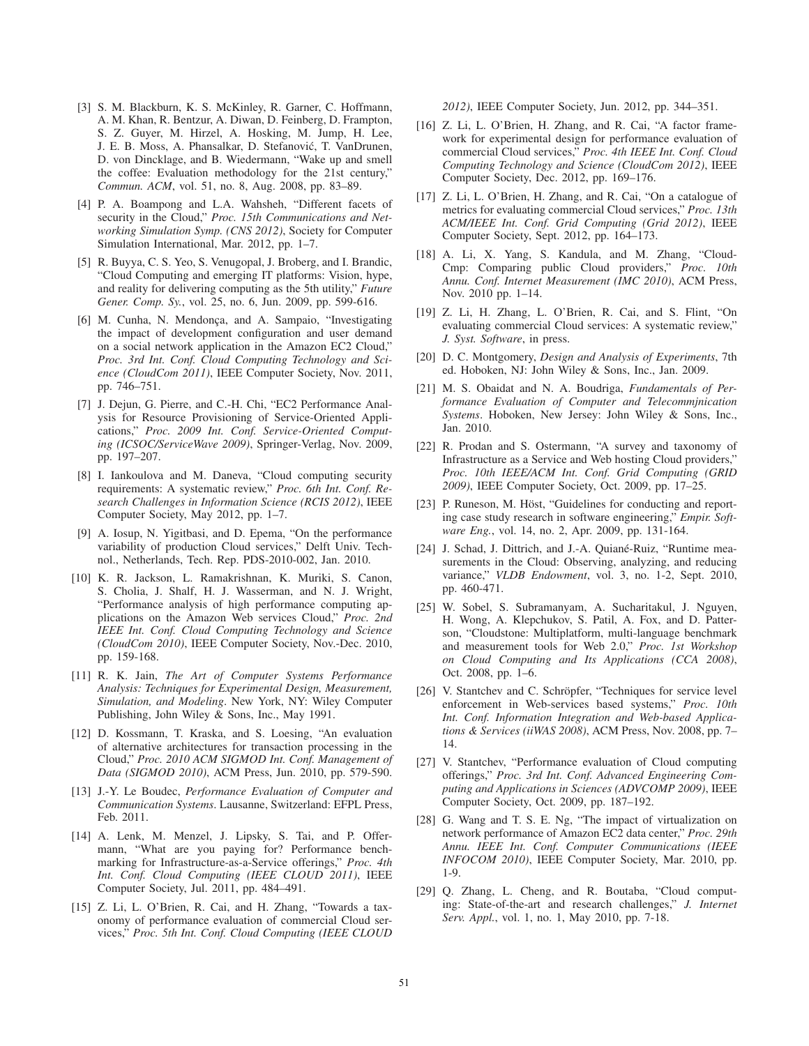[3] S. M. Blackburn, K. S. McKinley, R. Garner, C. Hoffmann, A. M. Khan, R. Bentzur, A. Diwan, D. Feinberg, D. Frampton, S. Z. Guyer, M. Hirzel, A. Hosking, M. Jump, H. Lee, J. E. B. Moss, A. Phansalkar, D. Stefanović, T. VanDrunen, D. von Dincklage, and B. Wiedermann, "Wake up and smell the coffee: Evaluation methodology for the 21st century," *Commun. ACM*, vol. 51, no. 8, Aug. 2008, pp. 83–89.

[4] P. A. Boampong and L.A. Wahsheh, "Different facets of security in the Cloud," *Proc. 15th Communications and Networking Simulation Symp. (CNS 2012)*, Society for Computer Simulation International, Mar. 2012, pp. 1–7.

[5] R. Buyya, C. S. Yeo, S. Venugopal, J. Broberg, and I. Brandic, "Cloud Computing and emerging IT platforms: Vision, hype, and reality for delivering computing as the 5th utility," *Future Gener. Comp. Sy.*, vol. 25, no. 6, Jun. 2009, pp. 599-616.

[6] M. Cunha, N. Mendonça, and A. Sampaio, "Investigating the impact of development configuration and user demand on a social network application in the Amazon EC2 Cloud," *Proc. 3rd Int. Conf. Cloud Computing Technology and Science (CloudCom 2011)*, IEEE Computer Society, Nov. 2011, pp. 746–751.

[7] J. Dejun, G. Pierre, and C.-H. Chi, "EC2 Performance Analysis for Resource Provisioning of Service-Oriented Applications," *Proc. 2009 Int. Conf. Service-Oriented Computing (ICSOC/ServiceWave 2009)*, Springer-Verlag, Nov. 2009, pp. 197–207.

[8] I. Iankoulova and M. Daneva, "Cloud computing security requirements: A systematic review," *Proc. 6th Int. Conf. Research Challenges in Information Science (RCIS 2012)*, IEEE Computer Society, May 2012, pp. 1–7.

[9] A. Iosup, N. Yigitbasi, and D. Epema, "On the performance variability of production Cloud services," Delft Univ. Technol., Netherlands, Tech. Rep. PDS-2010-002, Jan. 2010.

[10] K. R. Jackson, L. Ramakrishnan, K. Muriki, S. Canon, S. Cholia, J. Shalf, H. J. Wasserman, and N. J. Wright, "Performance analysis of high performance computing applications on the Amazon Web services Cloud," *Proc. 2nd IEEE Int. Conf. Cloud Computing Technology and Science (CloudCom 2010)*, IEEE Computer Society, Nov.-Dec. 2010, pp. 159-168.

[11] R. K. Jain, *The Art of Computer Systems Performance Analysis: Techniques for Experimental Design, Measurement, Simulation, and Modeling*. New York, NY: Wiley Computer Publishing, John Wiley & Sons, Inc., May 1991.

[12] D. Kossmann, T. Kraska, and S. Loesing, "An evaluation of alternative architectures for transaction processing in the Cloud," *Proc. 2010 ACM SIGMOD Int. Conf. Management of Data (SIGMOD 2010)*, ACM Press, Jun. 2010, pp. 579-590.

[13] J.-Y. Le Boudec, *Performance Evaluation of Computer and Communication Systems*. Lausanne, Switzerland: EFPL Press, Feb. 2011.

[14] A. Lenk, M. Menzel, J. Lipsky, S. Tai, and P. Offermann, "What are you paying for? Performance benchmarking for Infrastructure-as-a-Service offerings," *Proc. 4th Int. Conf. Cloud Computing (IEEE CLOUD 2011)*, IEEE Computer Society, Jul. 2011, pp. 484–491.

[15] Z. Li, L. O'Brien, R. Cai, and H. Zhang, "Towards a taxonomy of performance evaluation of commercial Cloud services," *Proc. 5th Int. Conf. Cloud Computing (IEEE CLOUD 2012)*, IEEE Computer Society, Jun. 2012, pp. 344–351.

[16] Z. Li, L. O'Brien, H. Zhang, and R. Cai, "A factor framework for experimental design for performance evaluation of commercial Cloud services," *Proc. 4th IEEE Int. Conf. Cloud Computing Technology and Science (CloudCom 2012)*, IEEE Computer Society, Dec. 2012, pp. 169–176.

[17] Z. Li, L. O'Brien, H. Zhang, and R. Cai, "On a catalogue of metrics for evaluating commercial Cloud services," *Proc. 13th ACM/IEEE Int. Conf. Grid Computing (Grid 2012)*, IEEE Computer Society, Sept. 2012, pp. 164–173.

[18] A. Li, X. Yang, S. Kandula, and M. Zhang, "CloudCmp: Comparing public Cloud providers," *Proc. 10th Annu. Conf. Internet Measurement (IMC 2010)*, ACM Press, Nov. 2010 pp. 1–14.

[19] Z. Li, H. Zhang, L. O'Brien, R. Cai, and S. Flint, "On evaluating commercial Cloud services: A systematic review," *J. Syst. Software*, in press.

[20] D. C. Montgomery, *Design and Analysis of Experiments*, 7th ed. Hoboken, NJ: John Wiley & Sons, Inc., Jan. 2009.

[21] M. S. Obaidat and N. A. Boudriga, *Fundamentals of Performance Evaluation of Computer and Telecommjnication Systems*. Hoboken, New Jersey: John Wiley & Sons, Inc., Jan. 2010.

[22] R. Prodan and S. Ostermann, "A survey and taxonomy of Infrastructure as a Service and Web hosting Cloud providers," *Proc. 10th IEEE/ACM Int. Conf. Grid Computing (GRID 2009)*, IEEE Computer Society, Oct. 2009, pp. 17–25.

[23] P. Runeson, M. Höst, "Guidelines for conducting and reporting case study research in software engineering," *Empir. Software Eng.*, vol. 14, no. 2, Apr. 2009, pp. 131-164.

[24] J. Schad, J. Dittrich, and J.-A. Quiané-Ruiz, "Runtime measurements in the Cloud: Observing, analyzing, and reducing variance," *VLDB Endowment*, vol. 3, no. 1-2, Sept. 2010, pp. 460-471.

[25] W. Sobel, S. Subramanyam, A. Sucharitakul, J. Nguyen, H. Wong, A. Klepchukov, S. Patil, A. Fox, and D. Patterson, "Cloudstone: Multiplatform, multi-language benchmark and measurement tools for Web 2.0," *Proc. 1st Workshop on Cloud Computing and Its Applications (CCA 2008)*, Oct. 2008, pp. 1–6.

[26] V. Stantchev and C. Schröpfer, "Techniques for service level enforcement in Web-services based systems," *Proc. 10th Int. Conf. Information Integration and Web-based Applications & Services (iiWAS 2008)*, ACM Press, Nov. 2008, pp. 7–14.

[27] V. Stantchev, "Performance evaluation of Cloud computing offerings," *Proc. 3rd Int. Conf. Advanced Engineering Computing and Applications in Sciences (ADVCOMP 2009)*, IEEE Computer Society, Oct. 2009, pp. 187–192.

[28] G. Wang and T. S. E. Ng, "The impact of virtualization on network performance of Amazon EC2 data center," *Proc. 29th Annu. IEEE Int. Conf. Computer Communications (IEEE INFOCOM 2010)*, IEEE Computer Society, Mar. 2010, pp. 1-9.

[29] Q. Zhang, L. Cheng, and R. Boutaba, "Cloud computing: State-of-the-art and research challenges," *J. Internet Serv. Appl.*, vol. 1, no. 1, May 2010, pp. 7-18.